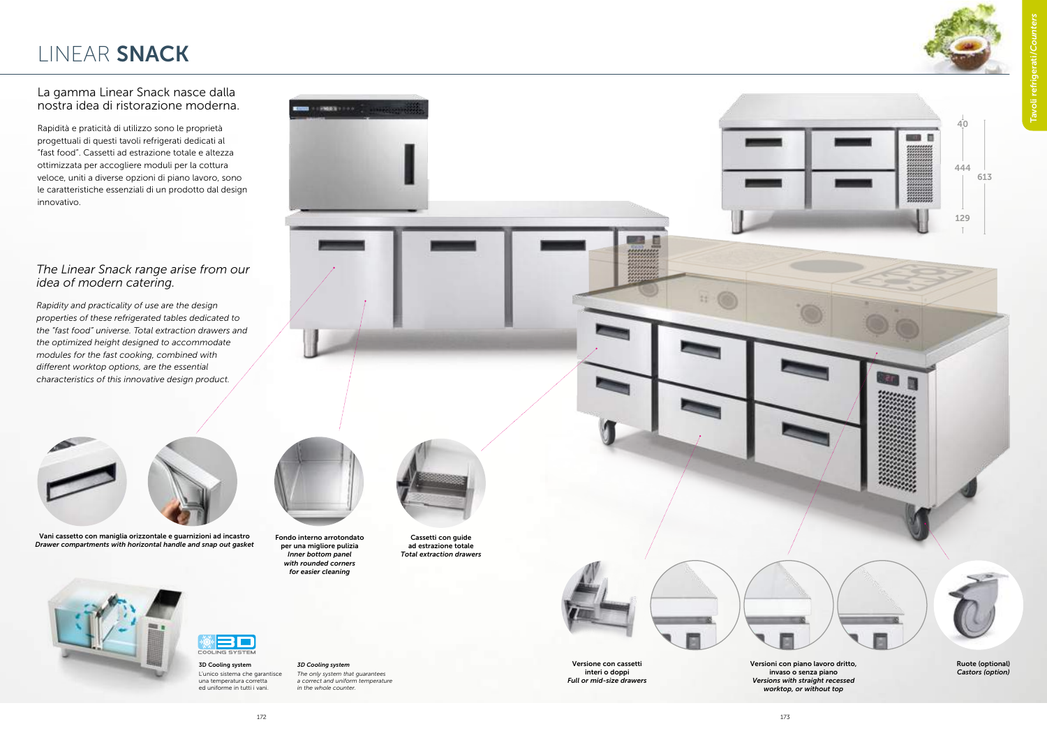# LINEAR **SNACK**

## La gamma Linear Snack nasce dalla nostra idea di ristorazione moderna.

Rapidità e praticità di utilizzo sono le proprietà progettuali di questi tavoli refrigerati dedicati al "fast food". Cassetti ad estrazione totale e altezza ottimizzata per accogliere moduli per la cottura veloce, uniti a diverse opzioni di piano lavoro, sono le caratteristiche essenziali di un prodotto dal design innovativo.

## *The Linear Snack range arise from our idea of modern catering.*

*Rapidity and practicality of use are the design properties of these refrigerated tables dedicated to the "fast food" universe. Total extraction drawers and the optimized height designed to accommodate modules for the fast cooking, combined with different worktop options, are the essential characteristics of this innovative design product.*

40
444
613
129

**Vani cassetto con maniglia orizzontale e guarnizioni ad incastro**
***Drawer compartments with horizontal handle and snap out gasket***

**Fondo interno arrotondato per una migliore pulizia**
***Inner bottom panel with rounded corners for easier cleaning***

**Cassetti con guide ad estrazione totale**
***Total extraction drawers***

**3D Cooling system**
L'unico sistema che garantisce una temperatura corretta ed uniforme in tutti i vani.

***3D Cooling system***
*The only system that guarantees a correct and uniform temperature in the whole counter.*

**Versione con cassetti interi o doppi**
***Full or mid-size drawers***

**Versioni con piano lavoro dritto, invaso o senza piano**
***Versions with straight recessed worktop, or without top***

**Ruote (optional)**
***Castors (option)***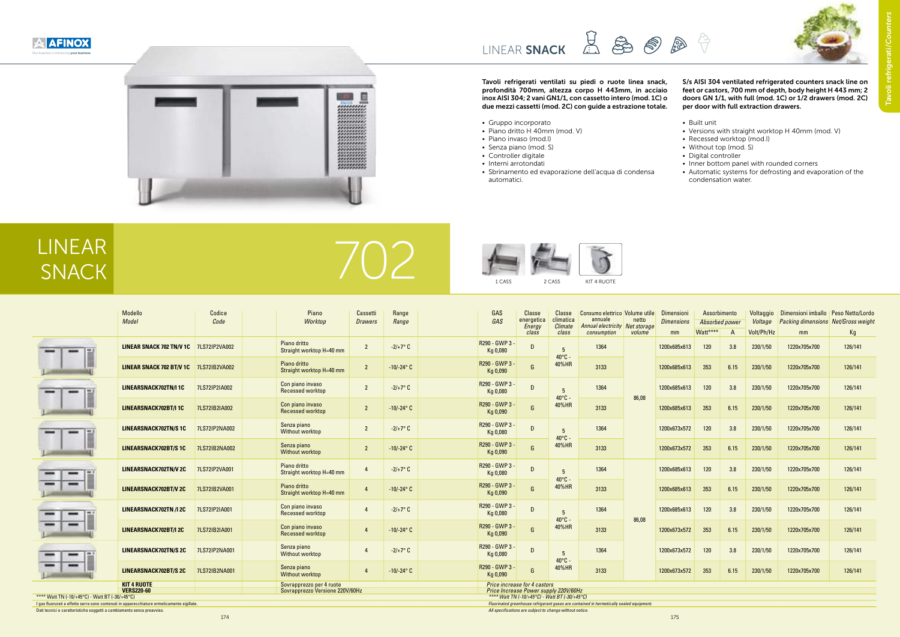# LINEAR SNACK

Tavoli refrigerati ventilati su piedi o ruote linea snack, profondità 700mm, altezza corpo H 443mm, in acciaio inox AISI 304; 2 vani GN1/1, con cassetto intero (mod. 1C) o due mezzi cassetti (mod. 2C) con guide a estrazione totale.

- Gruppo incorporato
- Piano dritto H 40mm (mod. V)
- Piano invaso (mod.I)
- Senza piano (mod. S)
- Controller digitale
- Interni arrotondati
- Sbrinamento ed evaporazione dell'acqua di condensa automatici.

S/s AISI 304 ventilated refrigerated counters snack line on feet or castors, 700 mm of depth, body height H 443 mm; 2 doors GN 1/1, with full (mod. 1C) or 1/2 drawers (mod. 2C) per door with full extraction drawers.

- Built unit
- Versions with straight worktop H 40mm (mod. V)
- Recessed worktop (mod.I)
- Without top (mod. S)
- Digital controller
- Inner bottom panel with rounded corners
- Automatic systems for defrosting and evaporation of the condensation water.

## LINEAR SNACK 702

1 CASS | 2 CASS | KIT 4 RUOTE

| Modello *Model* | Codice *Code* | Piano *Worktop* | Cassetti *Drawers* | Range *Range* | GAS *GAS* | Classe energetica *Energy class* | Classe climatica *Climate class* | Consumo elettrico annuale *Annual electricity consumption* | Volume utile netto *Net storage volume* | Dimensioni *Dimensions* mm | Assorbimento *Absorbed power* Watt**** | A | Voltaggio *Voltage* Volt/Ph/Hz | Dimensioni imballo *Packing dimensions* mm | Peso Netto/Lordo *Net/Gross weight* Kg |
|---|---|---|---|---|---|---|---|---|---|---|---|---|---|---|---|
| LINEAR SNACK 702 TN/V 1C | 7LS72IP2VA002 | Piano dritto Straight worktop H=40 mm | 2 | -2/+7° C | R290 - GWP 3 - Kg 0,080 | D | 5 40°C - 40%HR | 1364 | 86,08 | 1200x685x613 | 120 | 3.8 | 230/1/50 | 1220x705x700 | 126/141 |
| LINEAR SNACK 702 BT/V 1C | 7LS72IB2VA002 | Piano dritto Straight worktop H=40 mm | 2 | -10/-24° C | R290 - GWP 3 - Kg 0,090 | G | | 3133 | | 1200x685x613 | 353 | 6.15 | 230/1/50 | 1220x705x700 | 126/141 |
| LINEARSNACK702TN/I 1C | 7LS72IP2IA002 | Con piano invaso Recessed worktop | 2 | -2/+7° C | R290 - GWP 3 - Kg 0,080 | D | 5 40°C - 40%HR | 1364 | | 1200x685x613 | 120 | 3.8 | 230/1/50 | 1220x705x700 | 126/141 |
| LINEARSNACK702BT/I 1C | 7LS72IB2IA002 | Con piano invaso Recessed worktop | 2 | -10/-24° C | R290 - GWP 3 - Kg 0,090 | G | | 3133 | | 1200x685x613 | 353 | 6.15 | 230/1/50 | 1220x705x700 | 126/141 |
| LINEARSNACK702TN/S 1C | 7LS72IP2NA002 | Senza piano Without worktop | 2 | -2/+7° C | R290 - GWP 3 - Kg 0,080 | D | 5 40°C - 40%HR | 1364 | | 1200x673x572 | 120 | 3.8 | 230/1/50 | 1220x705x700 | 126/141 |
| LINEARSNACK702BT/S 1C | 7LS72IB2NA002 | Senza piano Without worktop | 2 | -10/-24° C | R290 - GWP 3 - Kg 0,090 | G | | 3133 | | 1200x673x572 | 353 | 6.15 | 230/1/50 | 1220x705x700 | 126/141 |
| LINEARSNACK702TN/V 2C | 7LS72IP2VA001 | Piano dritto Straight worktop H=40 mm | 4 | -2/+7° C | R290 - GWP 3 - Kg 0,080 | D | 5 40°C - 40%HR | 1364 | 86,08 | 1200x685x613 | 120 | 3.8 | 230/1/50 | 1220x705x700 | 126/141 |
| LINEARSNACK702BT/V 2C | 7LS72IB2VA001 | Piano dritto Straight worktop H=40 mm | 4 | -10/-24° C | R290 - GWP 3 - Kg 0,090 | G | | 3133 | | 1200x685x613 | 353 | 6.15 | 230/1/50 | 1220x705x700 | 126/141 |
| LINEARSNACK702TN /I 2C | 7LS72IP2IA001 | Con piano invaso Recessed worktop | 4 | -2/+7° C | R290 - GWP 3 - Kg 0,080 | D | 5 40°C - 40%HR | 1364 | | 1200x685x613 | 120 | 3.8 | 230/1/50 | 1220x705x700 | 126/141 |
| LINEARSNACK702BT/I 2C | 7LS72IB2IA001 | Con piano invaso Recessed worktop | 4 | -10/-24° C | R290 - GWP 3 - Kg 0,090 | G | | 3133 | | 1200x673x572 | 353 | 6.15 | 230/1/50 | 1220x705x700 | 126/141 |
| LINEARSNACK702TN/S 2C | 7LS72IP2NA001 | Senza piano Without worktop | 4 | -2/+7° C | R290 - GWP 3 - Kg 0,080 | D | 5 40°C - 40%HR | 1364 | | 1200x673x572 | 120 | 3.8 | 230/1/50 | 1220x705x700 | 126/141 |
| LINEARSNACK702BT/S 2C | 7LS72IB2NA001 | Senza piano Without worktop | 4 | -10/-24° C | R290 - GWP 3 - Kg 0,090 | G | | 3133 | | 1200x673x572 | 353 | 6.15 | 230/1/50 | 1220x705x700 | 126/141 |
| KIT 4 RUOTE | | Sovrapprezzo per 4 ruote | | | Price increase for 4 castors | | | | | | | | | | |
| VERS220-60 | | Sovrapprezzo Versione 220V/60Hz | | | Price Increase Power supply 220V/60Hz | | | | | | | | | | |

**** Watt TN (-10/+45°C) - Watt BT (-30/+45°C)

I gas fluorurati a effetto serra sono contenuti in apparecchiature ermeticamente sigillate.

Dati tecnici e caratteristiche soggetti a cambiamento senza preavviso.

**** Watt TN (-10/+45°C) - Watt BT (-30/+45°C)

*Fluorinated greenhouse refrigerant gases are contained in hermetically sealed equipment.*

*All specifications are subject to change without notice.*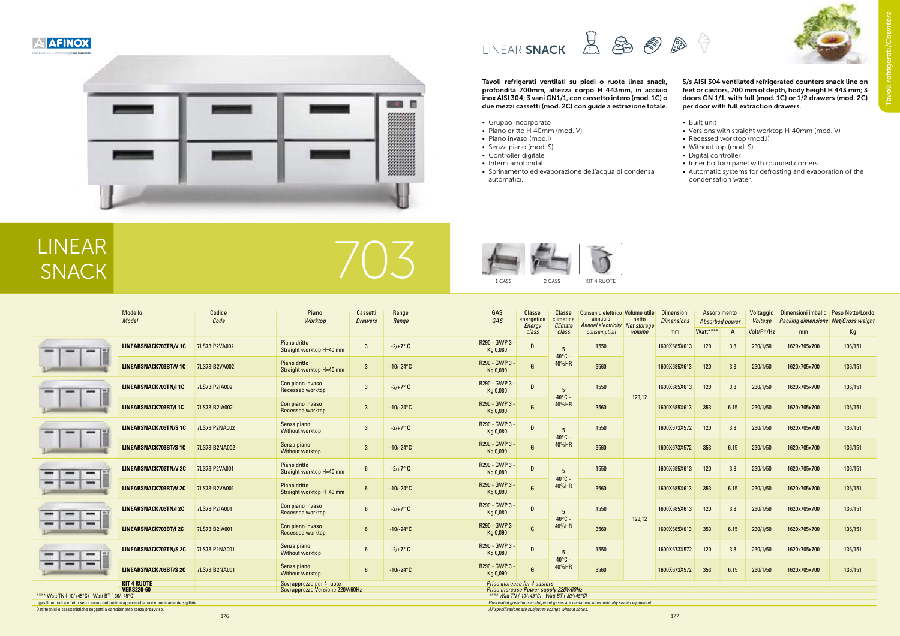# LINEAR SNACK

Tavoli refrigerati ventilati su piedi o ruote linea snack, profondità 700mm, altezza corpo H 443mm, in acciaio inox AISI 304; 3 vani GN1/1, con cassetto intero (mod. 1C) o due mezzi cassetti (mod. 2C) con guide a estrazione totale.

- Gruppo incorporato
- Piano dritto H 40mm (mod. V)
- Piano invaso (mod.I)
- Senza piano (mod. S)
- Controller digitale
- Interni arrotondati
- Sbrinamento ed evaporazione dell'acqua di condensa automatici.

**S/s AISI 304 ventilated refrigerated counters snack line on feet or castors, 700 mm of depth, body height H 443 mm; 3 doors GN 1/1, with full (mod. 1C) or 1/2 drawers (mod. 2C) per door with full extraction drawers.**

- Built unit
- Versions with straight worktop H 40mm (mod. V)
- Recessed worktop (mod.I)
- Without top (mod. S)
- Digital controller
- Inner bottom panel with rounded corners
- Automatic systems for defrosting and evaporation of the condensation water.

## LINEAR SNACK 703

1 CASS — 2 CASS — KIT 4 RUOTE

| Modello *Model* | Codice *Code* | Piano *Worktop* | Cassetti *Drawers* | Range *Range* | GAS *GAS* | Classe energetica *Energy class* | Classe climatica *Climate class* | Consumo elettrico annuale *Annual electricity consumption* | Volume utile netto *Net storage volume* | Dimensioni *Dimensions* mm | Assorbimento *Absorbed power* Watt**** | Assorbimento A | Voltaggio *Voltage* Volt/Ph/Hz | Dimensioni imballo *Packing dimensions* mm | Peso Netto/Lordo *Net/Gross weight* Kg |
|---|---|---|---|---|---|---|---|---|---|---|---|---|---|---|---|
| LINEARSNACK703TN/V 1C | 7LS73IP2VA002 | Piano dritto Straight worktop H=40 mm | 3 | -2/+7° C | R290 - GWP 3 - Kg 0,080 | D | 5 40°C - 40%HR | 1550 | 129,12 | 1600X685X613 | 120 | 3.8 | 230/1/50 | 1620x705x700 | 136/151 |
| LINEARSNACK703BT/V 1C | 7LS73IB2VA002 | Piano dritto Straight worktop H=40 mm | 3 | -10/-24°C | R290 - GWP 3 - Kg 0,090 | G | | 3560 | | 1600X685X613 | 120 | 3.8 | 230/1/50 | 1620x705x700 | 136/151 |
| LINEARSNACK703TN/I 1C | 7LS73IP2IA002 | Con piano invaso Recessed worktop | 3 | -2/+7° C | R290 - GWP 3 - Kg 0,080 | D | 5 40°C - 40%HR | 1550 | | 1600X685X613 | 120 | 3.8 | 230/1/50 | 1620x705x700 | 136/151 |
| LINEARSNACK703BT/I 1C | 7LS73IB2IA002 | Con piano invaso Recessed worktop | 3 | -10/-24°C | R290 - GWP 3 - Kg 0,090 | G | | 3560 | | 1600X685X613 | 353 | 6.15 | 230/1/50 | 1620x705x700 | 136/151 |
| LINEARSNACK703TN/S 1C | 7LS73IP2NA002 | Senza piano Without worktop | 3 | -2/+7° C | R290 - GWP 3 - Kg 0,080 | D | 5 40°C - 40%HR | 1550 | | 1600X673X572 | 120 | 3.8 | 230/1/50 | 1620x705x700 | 136/151 |
| LINEARSNACK703BT/S 1C | 7LS73IB2NA002 | Senza piano Without worktop | 3 | -10/-24°C | R290 - GWP 3 - Kg 0,090 | G | | 3560 | | 1600X673X572 | 353 | 6.15 | 230/1/50 | 1620x705x700 | 136/151 |
| LINEARSNACK703TN/V 2C | 7LS73IP2VA001 | Piano dritto Straight worktop H=40 mm | 6 | -2/+7° C | R290 - GWP 3 - Kg 0,080 | D | 5 40°C - 40%HR | 1550 | 129,12 | 1600X685X613 | 120 | 3.8 | 230/1/50 | 1620x705x700 | 136/151 |
| LINEARSNACK703BT/V 2C | 7LS73IB2VA001 | Piano dritto Straight worktop H=40 mm | 6 | -10/-24°C | R290 - GWP 3 - Kg 0,090 | G | | 3560 | | 1600X685X613 | 353 | 6.15 | 230/1/50 | 1620x705x700 | 136/151 |
| LINEARSNACK703TN/I 2C | 7LS73IP2IA001 | Con piano invaso Recessed worktop | 6 | -2/+7° C | R290 - GWP 3 - Kg 0,080 | D | 5 40°C - 40%HR | 1550 | | 1600X685X613 | 120 | 3.8 | 230/1/50 | 1620x705x700 | 136/151 |
| LINEARSNACK703BT/I 2C | 7LS73IB2IA001 | Con piano invaso Recessed worktop | 6 | -10/-24°C | R290 - GWP 3 - Kg 0,090 | G | | 3560 | | 1600X685X613 | 353 | 6.15 | 230/1/50 | 1620x705x700 | 136/151 |
| LINEARSNACK703TN/S 2C | 7LS73IP2NA001 | Senza piano Without worktop | 6 | -2/+7° C | R290 - GWP 3 - Kg 0,080 | D | 5 40°C - 40%HR | 1550 | | 1600X673X572 | 120 | 3.8 | 230/1/50 | 1620x705x700 | 136/151 |
| LINEARSNACK703BT/S 2C | 7LS73IB2NA001 | Senza piano Without worktop | 6 | -10/-24°C | R290 - GWP 3 - Kg 0,090 | G | | 3560 | | 1600X673X572 | 353 | 6.15 | 230/1/50 | 1620x705x700 | 136/151 |
| KIT 4 RUOTE | | Sovrapprezzo per 4 ruote | | | *Price increase for 4 castors* | | | | | | | | | | |
| VERS220-60 | | Sovrapprezzo Versione 220V/60Hz | | | *Price Increase Power supply 220V/60Hz* | | | | | | | | | | |

**** Watt TN (-10/+45°C) - Watt BT (-30/+45°C)

I gas fluorurati a effetto serra sono contenuti in apparecchiature ermeticamente sigillate.

Dati tecnici e caratteristiche soggetti a cambiamento senza preavviso.

*Fluorinated greenhouse refrigerant gases are contained in hermetically sealed equipment.*

*All specifications are subject to change without notice.*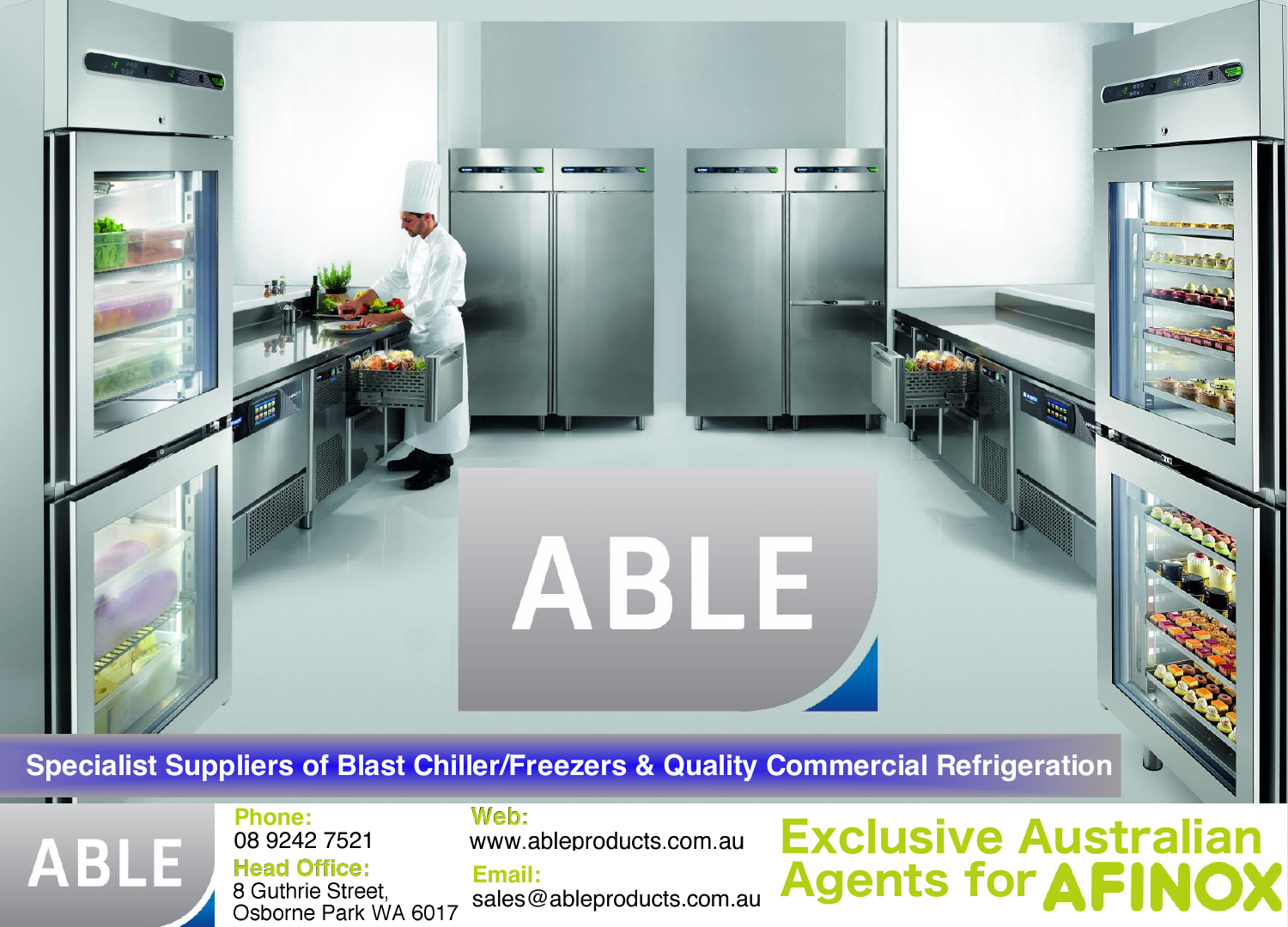ABLE

**Specialist Suppliers of Blast Chiller/Freezers & Quality Commercial Refrigeration**

ABLE

**Phone:**
08 9242 7521

**Head Office:**
8 Guthrie Street,
Osborne Park WA 6017

**Web:**
www.ableproducts.com.au

**Email:**
sales@ableproducts.com.au

**Exclusive Australian Agents for AFINOX**